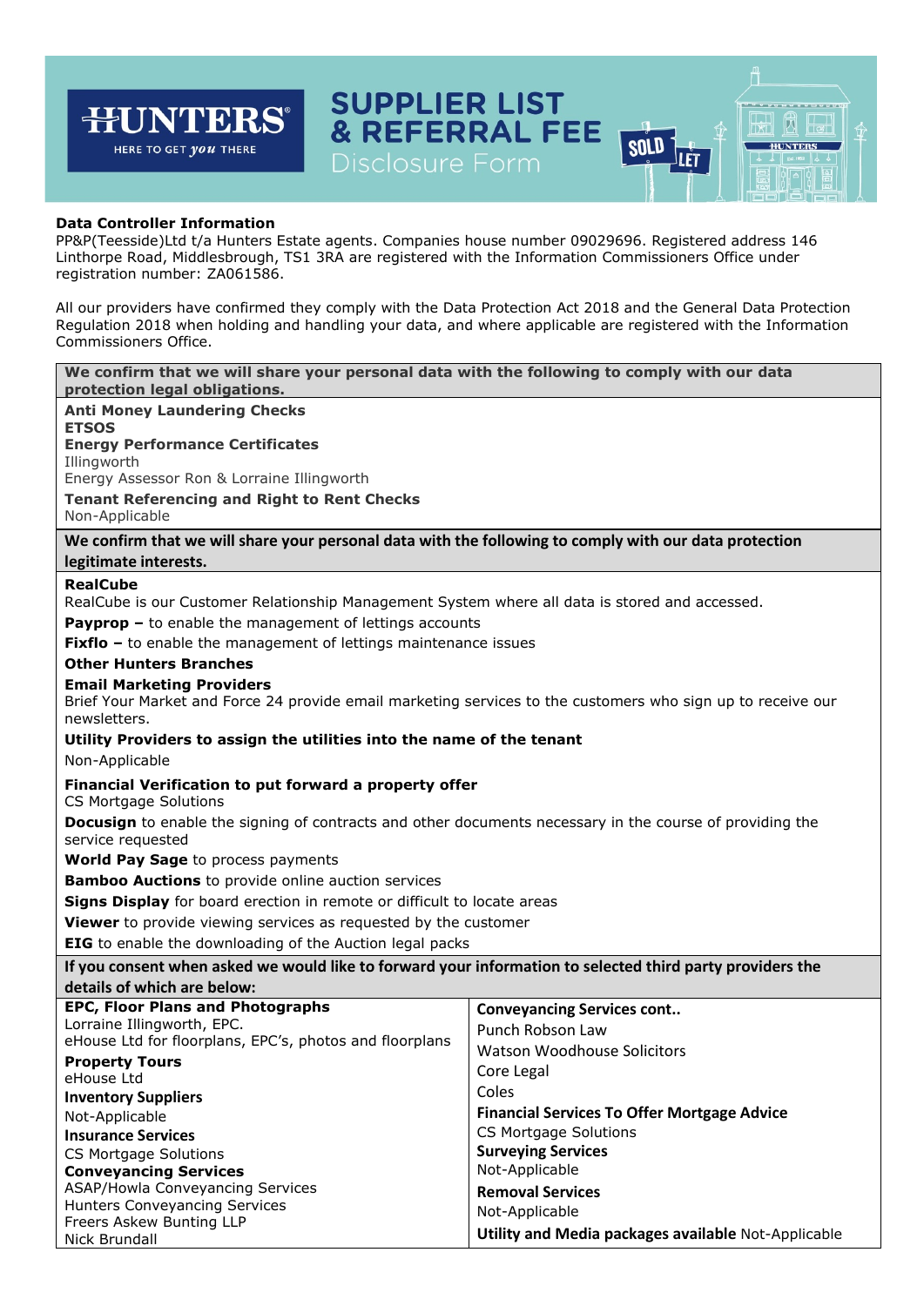# HUNTERS

HERE TO GET *you* THERE

# SUPPLIER LIST & REFERRAL FEE

Disclosure Form

**Data Controller Information**

PP&P(Teesside)Ltd t/a Hunters Estate agents. Companies house number 09029696. Registered address 146 Linthorpe Road, Middlesbrough, TS1 3RA are registered with the Information Commissioners Office under registration number: ZA061586.

All our providers have confirmed they comply with the Data Protection Act 2018 and the General Data Protection Regulation 2018 when holding and handling your data, and where applicable are registered with the Information Commissioners Office.

**We confirm that we will share your personal data with the following to comply with our data protection legal obligations.**

**Anti Money Laundering Checks**
**ETSOS**

**Energy Performance Certificates**
Illingworth
Energy Assessor Ron & Lorraine Illingworth

**Tenant Referencing and Right to Rent Checks**
Non-Applicable

**We confirm that we will share your personal data with the following to comply with our data protection legitimate interests.**

**RealCube**
RealCube is our Customer Relationship Management System where all data is stored and accessed.

**Payprop –** to enable the management of lettings accounts

**Fixflo –** to enable the management of lettings maintenance issues

**Other Hunters Branches**

**Email Marketing Providers**
Brief Your Market and Force 24 provide email marketing services to the customers who sign up to receive our newsletters.

**Utility Providers to assign the utilities into the name of the tenant**
Non-Applicable

**Financial Verification to put forward a property offer**
CS Mortgage Solutions

**Docusign** to enable the signing of contracts and other documents necessary in the course of providing the service requested

**World Pay Sage** to process payments

**Bamboo Auctions** to provide online auction services

**Signs Display** for board erection in remote or difficult to locate areas

**Viewer** to provide viewing services as requested by the customer

**EIG** to enable the downloading of the Auction legal packs

**If you consent when asked we would like to forward your information to selected third party providers the details of which are below:**

**EPC, Floor Plans and Photographs**
Lorraine Illingworth, EPC.
eHouse Ltd for floorplans, EPC's, photos and floorplans

**Property Tours**
eHouse Ltd

**Inventory Suppliers**
Not-Applicable

**Insurance Services**
CS Mortgage Solutions

**Conveyancing Services**
ASAP/Howla Conveyancing Services
Hunters Conveyancing Services
Freers Askew Bunting LLP
Nick Brundall

**Conveyancing Services cont..**
Punch Robson Law
Watson Woodhouse Solicitors
Core Legal
Coles

**Financial Services To Offer Mortgage Advice**
CS Mortgage Solutions

**Surveying Services**
Not-Applicable

**Removal Services**
Not-Applicable

**Utility and Media packages available** Not-Applicable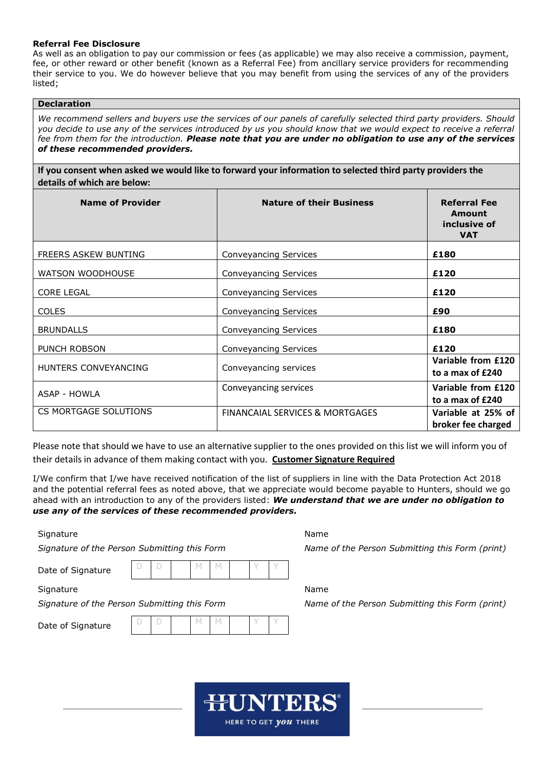**Referral Fee Disclosure**

As well as an obligation to pay our commission or fees (as applicable) we may also receive a commission, payment, fee, or other reward or other benefit (known as a Referral Fee) from ancillary service providers for recommending their service to you. We do however believe that you may benefit from using the services of any of the providers listed;

**Declaration**

*We recommend sellers and buyers use the services of our panels of carefully selected third party providers. Should you decide to use any of the services introduced by us you should know that we would expect to receive a referral fee from them for the introduction.* ***Please note that you are under no obligation to use any of the services of these recommended providers.***

**If you consent when asked we would like to forward your information to selected third party providers the details of which are below:**

| Name of Provider | Nature of their Business | Referral Fee Amount inclusive of VAT |
|---|---|---|
| FREERS ASKEW BUNTING | Conveyancing Services | **£180** |
| WATSON WOODHOUSE | Conveyancing Services | **£120** |
| CORE LEGAL | Conveyancing Services | **£120** |
| COLES | Conveyancing Services | **£90** |
| BRUNDALLS | Conveyancing Services | **£180** |
| PUNCH ROBSON | Conveyancing Services | **£120** |
| HUNTERS CONVEYANCING | Conveyancing services | **Variable from £120 to a max of £240** |
| ASAP - HOWLA | Conveyancing services | **Variable from £120 to a max of £240** |
| CS MORTGAGE SOLUTIONS | FINANCAIAL SERVICES & MORTGAGES | **Variable at 25% of broker fee charged** |

Please note that should we have to use an alternative supplier to the ones provided on this list we will inform you of their details in advance of them making contact with you. **Customer Signature Required**

I/We confirm that I/we have received notification of the list of suppliers in line with the Data Protection Act 2018 and the potential referral fees as noted above, that we appreciate would become payable to Hunters, should we go ahead with an introduction to any of the providers listed: ***We understand that we are under no obligation to use any of the services of these recommended providers.***

Signature
*Signature of the Person Submitting this Form*

Name
*Name of the Person Submitting this Form (print)*

Date of Signature D D / M M / Y Y

Signature
*Signature of the Person Submitting this Form*

Name
*Name of the Person Submitting this Form (print)*

Date of Signature D D / M M / Y Y

HUNTERS®
HERE TO GET *you* THERE